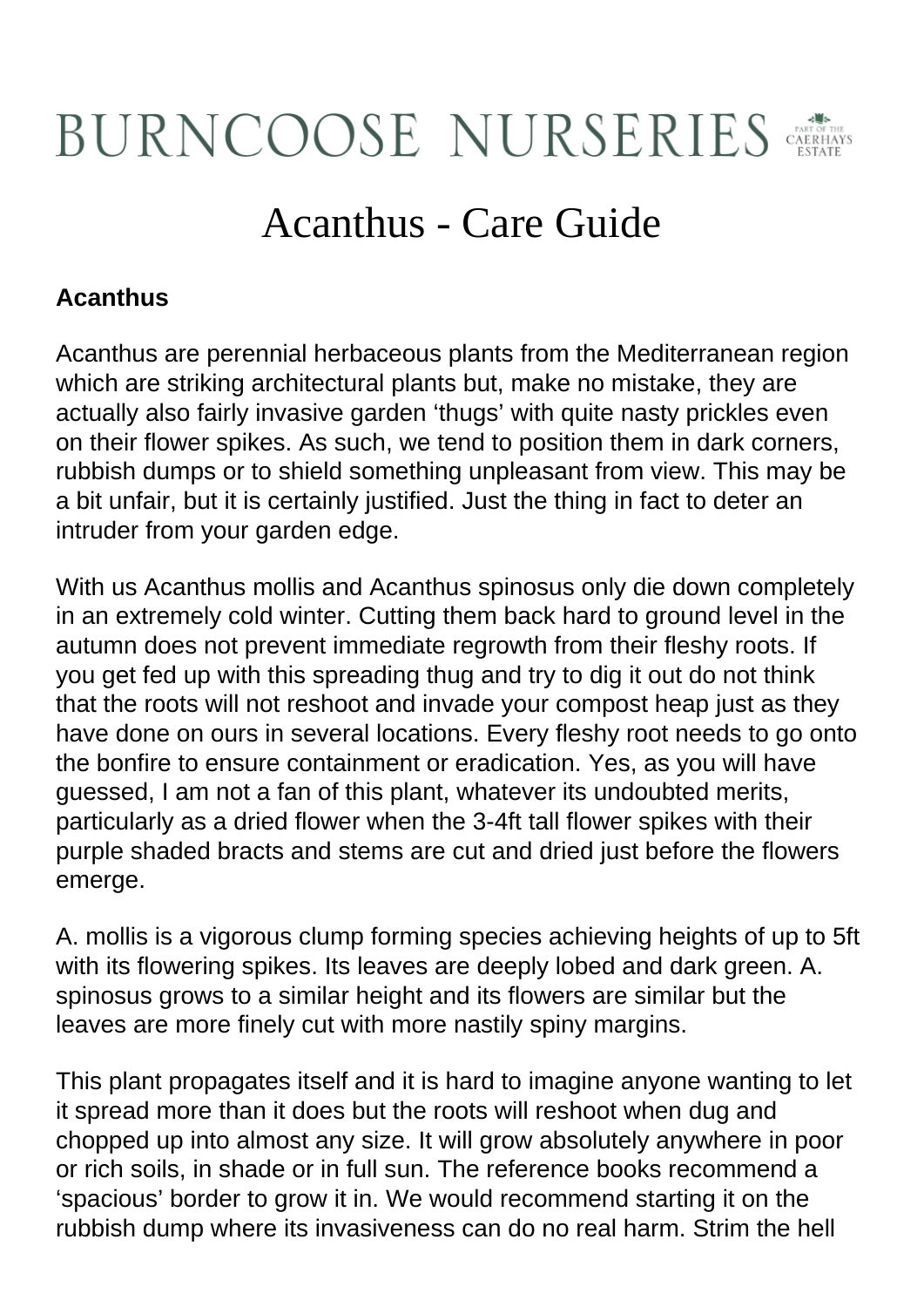# BURNCOOSE NURSERIES

## Acanthus - Care Guide

**Acanthus**

Acanthus are perennial herbaceous plants from the Mediterranean region which are striking architectural plants but, make no mistake, they are actually also fairly invasive garden 'thugs' with quite nasty prickles even on their flower spikes. As such, we tend to position them in dark corners, rubbish dumps or to shield something unpleasant from view. This may be a bit unfair, but it is certainly justified. Just the thing in fact to deter an intruder from your garden edge.

With us Acanthus mollis and Acanthus spinosus only die down completely in an extremely cold winter. Cutting them back hard to ground level in the autumn does not prevent immediate regrowth from their fleshy roots. If you get fed up with this spreading thug and try to dig it out do not think that the roots will not reshoot and invade your compost heap just as they have done on ours in several locations. Every fleshy root needs to go onto the bonfire to ensure containment or eradication. Yes, as you will have guessed, I am not a fan of this plant, whatever its undoubted merits, particularly as a dried flower when the 3-4ft tall flower spikes with their purple shaded bracts and stems are cut and dried just before the flowers emerge.

A. mollis is a vigorous clump forming species achieving heights of up to 5ft with its flowering spikes. Its leaves are deeply lobed and dark green. A. spinosus grows to a similar height and its flowers are similar but the leaves are more finely cut with more nastily spiny margins.

This plant propagates itself and it is hard to imagine anyone wanting to let it spread more than it does but the roots will reshoot when dug and chopped up into almost any size. It will grow absolutely anywhere in poor or rich soils, in shade or in full sun. The reference books recommend a 'spacious' border to grow it in. We would recommend starting it on the rubbish dump where its invasiveness can do no real harm. Strim the hell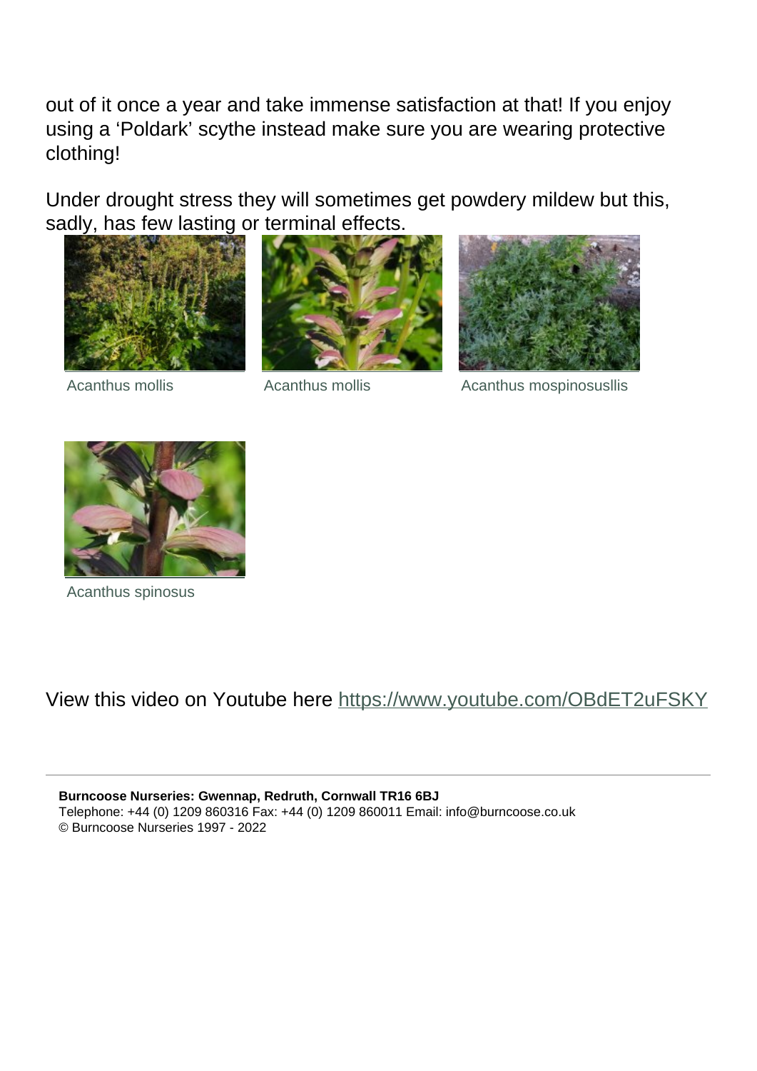out of it once a year and take immense satisfaction at that! If you enjoy using a 'Poldark' scythe instead make sure you are wearing protective clothing!

Under drought stress they will sometimes get powdery mildew but this, sadly, has few lasting or terminal effects.

Acanthus mollis

Acanthus mollis

Acanthus mospinosusllis

Acanthus spinosus

View this video on Youtube here https://www.youtube.com/OBdET2uFSKY

**Burncoose Nurseries: Gwennap, Redruth, Cornwall TR16 6BJ**
Telephone: +44 (0) 1209 860316 Fax: +44 (0) 1209 860011 Email: info@burncoose.co.uk
© Burncoose Nurseries 1997 - 2022